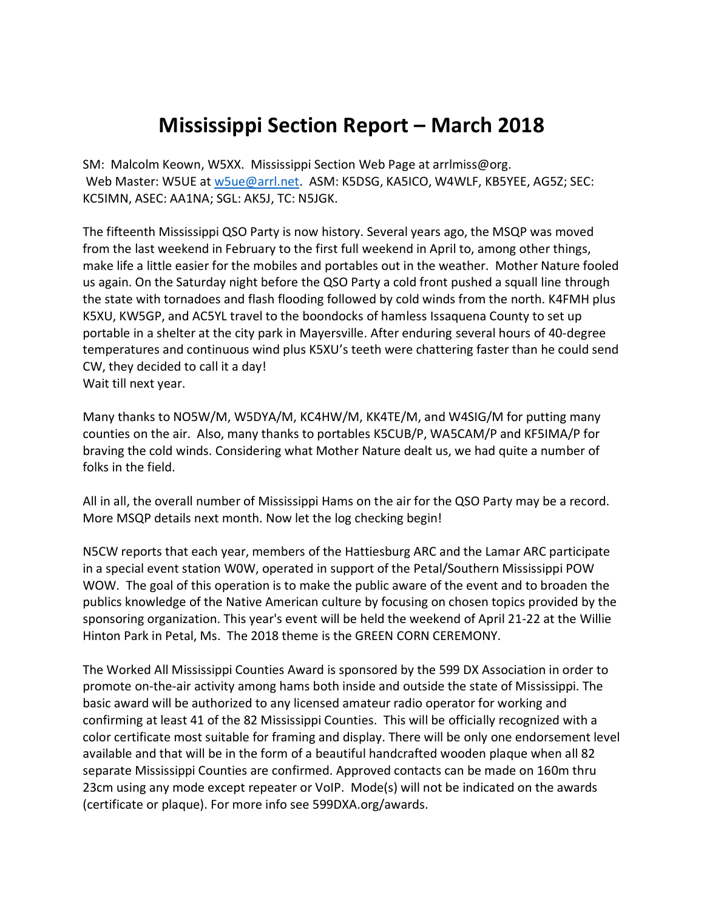# Mississippi Section Report – March 2018

SM: Malcolm Keown, W5XX. Mississippi Section Web Page at arrlmiss@org. Web Master: W5UE at w5ue@arrl.net. ASM: K5DSG, KA5ICO, W4WLF, KB5YEE, AG5Z; SEC: KC5IMN, ASEC: AA1NA; SGL: AK5J, TC: N5JGK.

The fifteenth Mississippi QSO Party is now history. Several years ago, the MSQP was moved from the last weekend in February to the first full weekend in April to, among other things, make life a little easier for the mobiles and portables out in the weather. Mother Nature fooled us again. On the Saturday night before the QSO Party a cold front pushed a squall line through the state with tornadoes and flash flooding followed by cold winds from the north. K4FMH plus K5XU, KW5GP, and AC5YL travel to the boondocks of hamless Issaquena County to set up portable in a shelter at the city park in Mayersville. After enduring several hours of 40-degree temperatures and continuous wind plus K5XU's teeth were chattering faster than he could send CW, they decided to call it a day!
Wait till next year.

Many thanks to NO5W/M, W5DYA/M, KC4HW/M, KK4TE/M, and W4SIG/M for putting many counties on the air. Also, many thanks to portables K5CUB/P, WA5CAM/P and KF5IMA/P for braving the cold winds. Considering what Mother Nature dealt us, we had quite a number of folks in the field.

All in all, the overall number of Mississippi Hams on the air for the QSO Party may be a record. More MSQP details next month. Now let the log checking begin!

N5CW reports that each year, members of the Hattiesburg ARC and the Lamar ARC participate in a special event station W0W, operated in support of the Petal/Southern Mississippi POW WOW. The goal of this operation is to make the public aware of the event and to broaden the publics knowledge of the Native American culture by focusing on chosen topics provided by the sponsoring organization. This year's event will be held the weekend of April 21-22 at the Willie Hinton Park in Petal, Ms. The 2018 theme is the GREEN CORN CEREMONY.

The Worked All Mississippi Counties Award is sponsored by the 599 DX Association in order to promote on-the-air activity among hams both inside and outside the state of Mississippi. The basic award will be authorized to any licensed amateur radio operator for working and confirming at least 41 of the 82 Mississippi Counties. This will be officially recognized with a color certificate most suitable for framing and display. There will be only one endorsement level available and that will be in the form of a beautiful handcrafted wooden plaque when all 82 separate Mississippi Counties are confirmed. Approved contacts can be made on 160m thru 23cm using any mode except repeater or VoIP. Mode(s) will not be indicated on the awards (certificate or plaque). For more info see 599DXA.org/awards.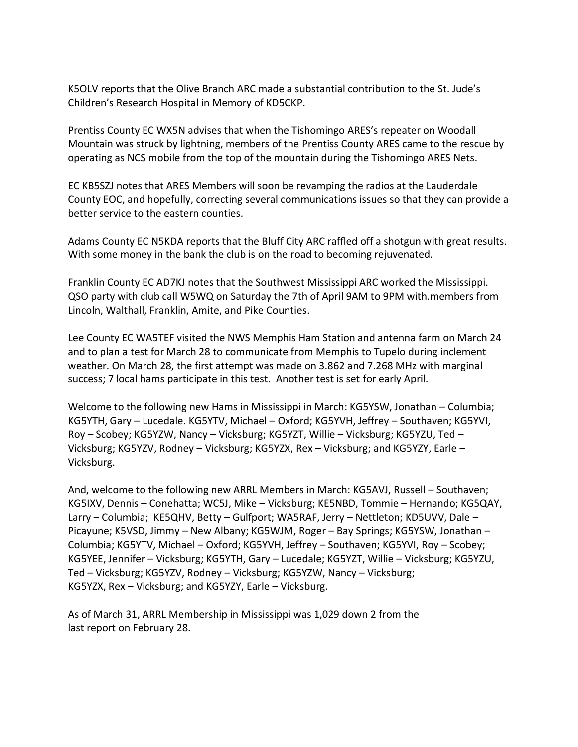K5OLV reports that the Olive Branch ARC made a substantial contribution to the St. Jude's Children's Research Hospital in Memory of KD5CKP.

Prentiss County EC WX5N advises that when the Tishomingo ARES's repeater on Woodall Mountain was struck by lightning, members of the Prentiss County ARES came to the rescue by operating as NCS mobile from the top of the mountain during the Tishomingo ARES Nets.

EC KB5SZJ notes that ARES Members will soon be revamping the radios at the Lauderdale County EOC, and hopefully, correcting several communications issues so that they can provide a better service to the eastern counties.

Adams County EC N5KDA reports that the Bluff City ARC raffled off a shotgun with great results. With some money in the bank the club is on the road to becoming rejuvenated.

Franklin County EC AD7KJ notes that the Southwest Mississippi ARC worked the Mississippi. QSO party with club call W5WQ on Saturday the 7th of April 9AM to 9PM with.members from Lincoln, Walthall, Franklin, Amite, and Pike Counties.

Lee County EC WA5TEF visited the NWS Memphis Ham Station and antenna farm on March 24 and to plan a test for March 28 to communicate from Memphis to Tupelo during inclement weather. On March 28, the first attempt was made on 3.862 and 7.268 MHz with marginal success; 7 local hams participate in this test. Another test is set for early April.

Welcome to the following new Hams in Mississippi in March: KG5YSW, Jonathan – Columbia; KG5YTH, Gary – Lucedale. KG5YTV, Michael – Oxford; KG5YVH, Jeffrey – Southaven; KG5YVI, Roy – Scobey; KG5YZW, Nancy – Vicksburg; KG5YZT, Willie – Vicksburg; KG5YZU, Ted – Vicksburg; KG5YZV, Rodney – Vicksburg; KG5YZX, Rex – Vicksburg; and KG5YZY, Earle – Vicksburg.

And, welcome to the following new ARRL Members in March: KG5AVJ, Russell – Southaven; KG5IXV, Dennis – Conehatta; WC5J, Mike – Vicksburg; KE5NBD, Tommie – Hernando; KG5QAY, Larry – Columbia; KE5QHV, Betty – Gulfport; WA5RAF, Jerry – Nettleton; KD5UVV, Dale – Picayune; K5VSD, Jimmy – New Albany; KG5WJM, Roger – Bay Springs; KG5YSW, Jonathan – Columbia; KG5YTV, Michael – Oxford; KG5YVH, Jeffrey – Southaven; KG5YVI, Roy – Scobey; KG5YEE, Jennifer – Vicksburg; KG5YTH, Gary – Lucedale; KG5YZT, Willie – Vicksburg; KG5YZU, Ted – Vicksburg; KG5YZV, Rodney – Vicksburg; KG5YZW, Nancy – Vicksburg; KG5YZX, Rex – Vicksburg; and KG5YZY, Earle – Vicksburg.

As of March 31, ARRL Membership in Mississippi was 1,029 down 2 from the last report on February 28.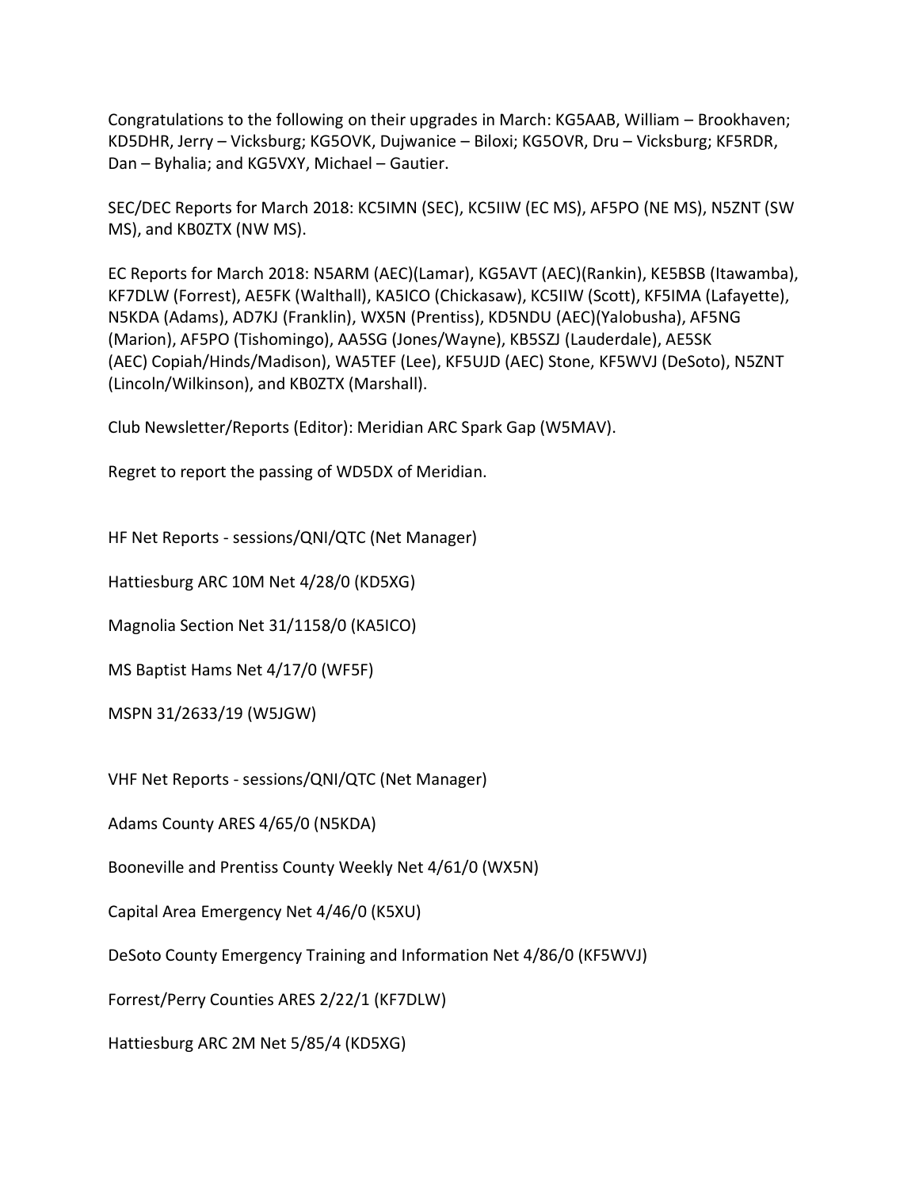Congratulations to the following on their upgrades in March: KG5AAB, William – Brookhaven; KD5DHR, Jerry – Vicksburg; KG5OVK, Dujwanice – Biloxi; KG5OVR, Dru – Vicksburg; KF5RDR, Dan – Byhalia; and KG5VXY, Michael – Gautier.

SEC/DEC Reports for March 2018: KC5IMN (SEC), KC5IIW (EC MS), AF5PO (NE MS), N5ZNT (SW MS), and KB0ZTX (NW MS).

EC Reports for March 2018: N5ARM (AEC)(Lamar), KG5AVT (AEC)(Rankin), KE5BSB (Itawamba), KF7DLW (Forrest), AE5FK (Walthall), KA5ICO (Chickasaw), KC5IIW (Scott), KF5IMA (Lafayette), N5KDA (Adams), AD7KJ (Franklin), WX5N (Prentiss), KD5NDU (AEC)(Yalobusha), AF5NG (Marion), AF5PO (Tishomingo), AA5SG (Jones/Wayne), KB5SZJ (Lauderdale), AE5SK (AEC) Copiah/Hinds/Madison), WA5TEF (Lee), KF5UJD (AEC) Stone, KF5WVJ (DeSoto), N5ZNT (Lincoln/Wilkinson), and KB0ZTX (Marshall).

Club Newsletter/Reports (Editor): Meridian ARC Spark Gap (W5MAV).

Regret to report the passing of WD5DX of Meridian.

HF Net Reports - sessions/QNI/QTC (Net Manager)

Hattiesburg ARC 10M Net 4/28/0 (KD5XG)

Magnolia Section Net 31/1158/0 (KA5ICO)

MS Baptist Hams Net 4/17/0 (WF5F)

MSPN 31/2633/19 (W5JGW)

VHF Net Reports - sessions/QNI/QTC (Net Manager)

Adams County ARES 4/65/0 (N5KDA)

Booneville and Prentiss County Weekly Net 4/61/0 (WX5N)

Capital Area Emergency Net 4/46/0 (K5XU)

DeSoto County Emergency Training and Information Net 4/86/0 (KF5WVJ)

Forrest/Perry Counties ARES 2/22/1 (KF7DLW)

Hattiesburg ARC 2M Net 5/85/4 (KD5XG)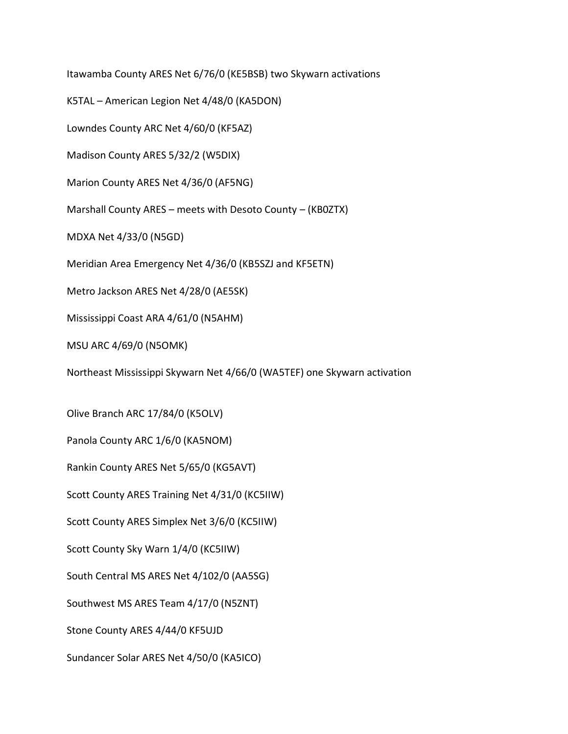Itawamba County ARES Net 6/76/0 (KE5BSB) two Skywarn activations

K5TAL – American Legion Net 4/48/0 (KA5DON)

Lowndes County ARC Net 4/60/0 (KF5AZ)

Madison County ARES 5/32/2 (W5DIX)

Marion County ARES Net 4/36/0 (AF5NG)

Marshall County ARES – meets with Desoto County – (KB0ZTX)

MDXA Net 4/33/0 (N5GD)

Meridian Area Emergency Net 4/36/0 (KB5SZJ and KF5ETN)

Metro Jackson ARES Net 4/28/0 (AE5SK)

Mississippi Coast ARA 4/61/0 (N5AHM)

MSU ARC 4/69/0 (N5OMK)

Northeast Mississippi Skywarn Net 4/66/0 (WA5TEF) one Skywarn activation

Olive Branch ARC 17/84/0 (K5OLV)

Panola County ARC 1/6/0 (KA5NOM)

Rankin County ARES Net 5/65/0 (KG5AVT)

Scott County ARES Training Net 4/31/0 (KC5IIW)

Scott County ARES Simplex Net 3/6/0 (KC5IIW)

Scott County Sky Warn 1/4/0 (KC5IIW)

South Central MS ARES Net 4/102/0 (AA5SG)

Southwest MS ARES Team 4/17/0 (N5ZNT)

Stone County ARES 4/44/0 KF5UJD

Sundancer Solar ARES Net 4/50/0 (KA5ICO)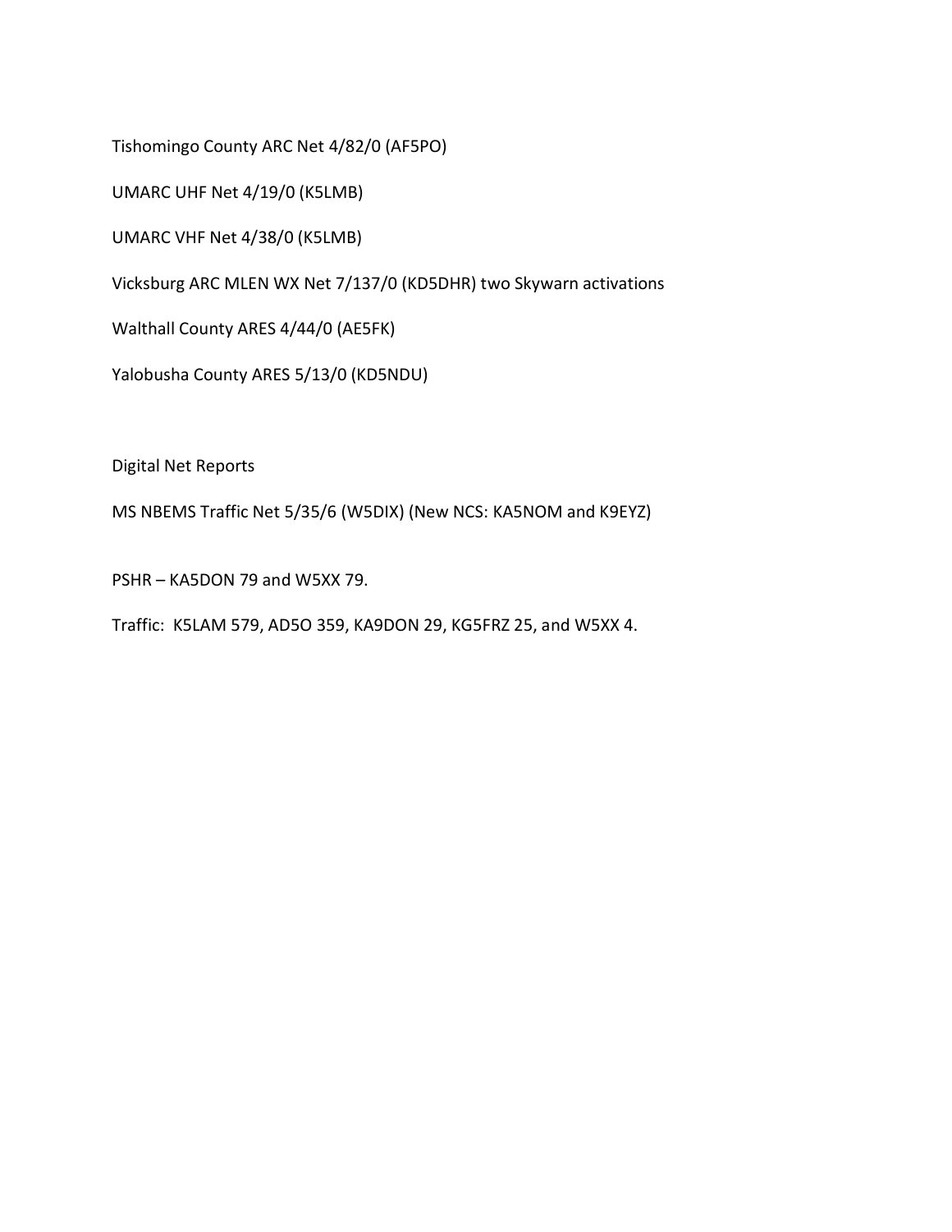Tishomingo County ARC Net 4/82/0 (AF5PO)

UMARC UHF Net 4/19/0 (K5LMB)

UMARC VHF Net 4/38/0 (K5LMB)

Vicksburg ARC MLEN WX Net 7/137/0 (KD5DHR) two Skywarn activations

Walthall County ARES 4/44/0 (AE5FK)

Yalobusha County ARES 5/13/0 (KD5NDU)

Digital Net Reports

MS NBEMS Traffic Net 5/35/6 (W5DIX) (New NCS: KA5NOM and K9EYZ)

PSHR – KA5DON 79 and W5XX 79.

Traffic: K5LAM 579, AD5O 359, KA9DON 29, KG5FRZ 25, and W5XX 4.